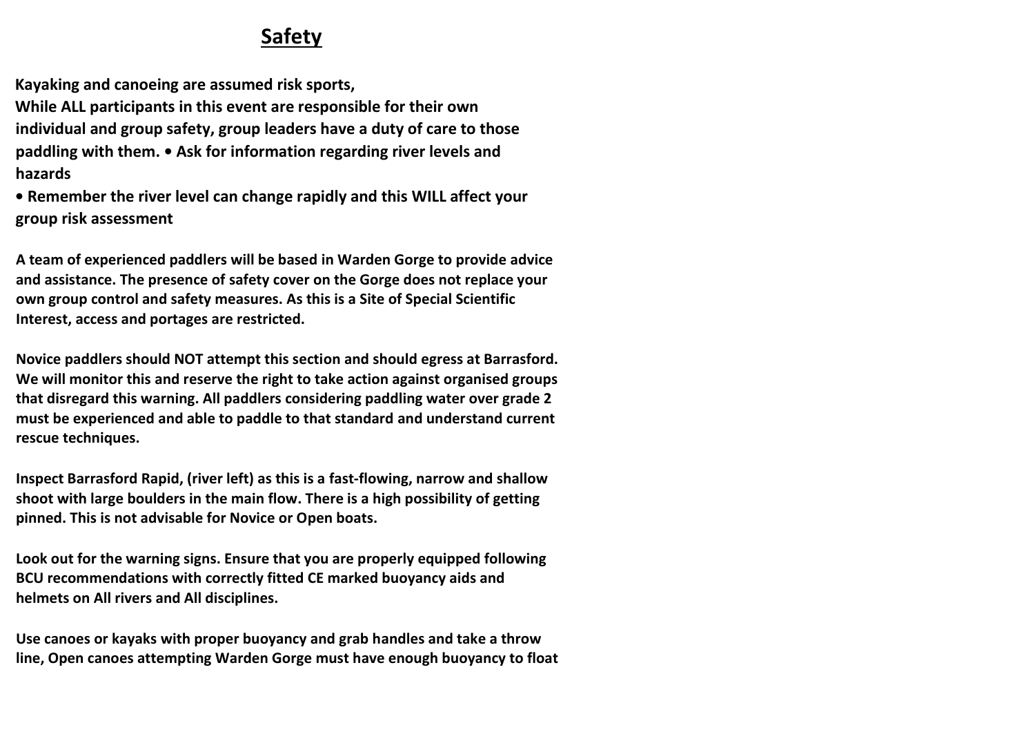## **Safety**

**Kayaking and canoeing are assumed risk sports,**
**While ALL participants in this event are responsible for their own individual and group safety, group leaders have a duty of care to those paddling with them. • Ask for information regarding river levels and hazards**

**• Remember the river level can change rapidly and this WILL affect your group risk assessment**

**A team of experienced paddlers will be based in Warden Gorge to provide advice and assistance. The presence of safety cover on the Gorge does not replace your own group control and safety measures. As this is a Site of Special Scientific Interest, access and portages are restricted.**

**Novice paddlers should NOT attempt this section and should egress at Barrasford. We will monitor this and reserve the right to take action against organised groups that disregard this warning. All paddlers considering paddling water over grade 2 must be experienced and able to paddle to that standard and understand current rescue techniques.**

**Inspect Barrasford Rapid, (river left) as this is a fast-flowing, narrow and shallow shoot with large boulders in the main flow. There is a high possibility of getting pinned. This is not advisable for Novice or Open boats.**

**Look out for the warning signs. Ensure that you are properly equipped following BCU recommendations with correctly fitted CE marked buoyancy aids and helmets on All rivers and All disciplines.**

**Use canoes or kayaks with proper buoyancy and grab handles and take a throw line, Open canoes attempting Warden Gorge must have enough buoyancy to float**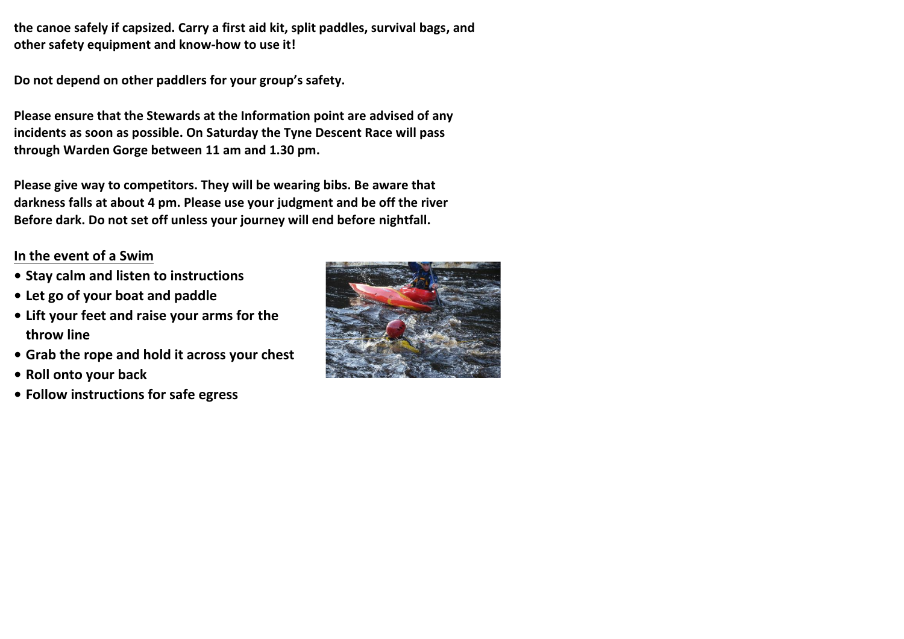**the canoe safely if capsized. Carry a first aid kit, split paddles, survival bags, and other safety equipment and know-how to use it!**

**Do not depend on other paddlers for your group's safety.**

**Please ensure that the Stewards at the Information point are advised of any incidents as soon as possible. On Saturday the Tyne Descent Race will pass through Warden Gorge between 11 am and 1.30 pm.**

**Please give way to competitors. They will be wearing bibs. Be aware that darkness falls at about 4 pm. Please use your judgment and be off the river Before dark. Do not set off unless your journey will end before nightfall.**

## In the event of a Swim

- **Stay calm and listen to instructions**
- **Let go of your boat and paddle**
- **Lift your feet and raise your arms for the throw line**
- **Grab the rope and hold it across your chest**
- **Roll onto your back**
- **Follow instructions for safe egress**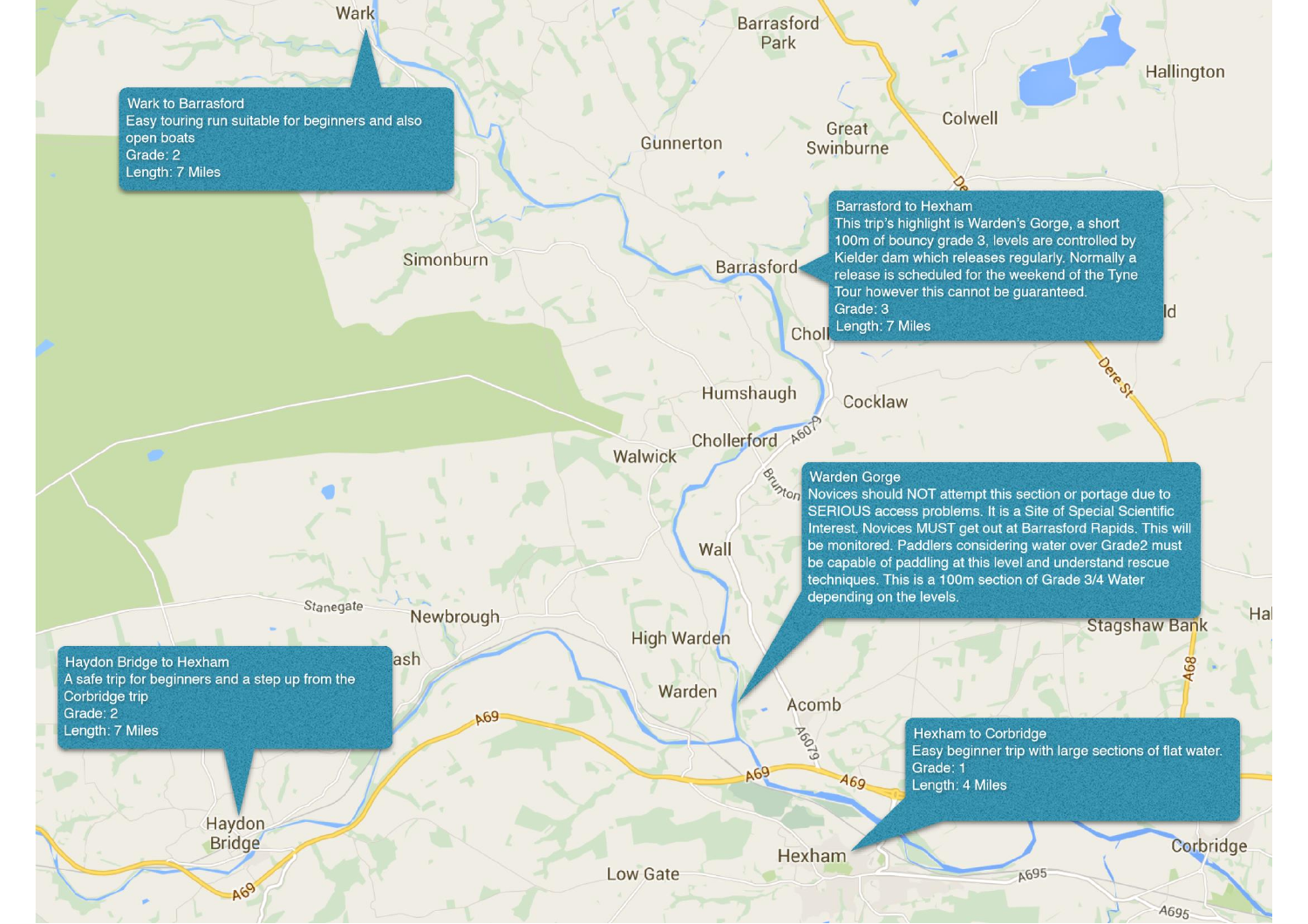Wark to Barrasford
Easy touring run suitable for beginners and also open boats
Grade: 2
Length: 7 Miles

Barrasford to Hexham
This trip's highlight is Warden's Gorge, a short 100m of bouncy grade 3, levels are controlled by Kielder dam which releases regularly. Normally a release is scheduled for the weekend of the Tyne Tour however this cannot be guaranteed.
Grade: 3
Length: 7 Miles

Warden Gorge
Novices should NOT attempt this section or portage due to SERIOUS access problems. It is a Site of Special Scientific Interest. Novices MUST get out at Barrasford Rapids. This will be monitored. Paddlers considering water over Grade2 must be capable of paddling at this level and understand rescue techniques. This is a 100m section of Grade 3/4 Water depending on the levels.

Haydon Bridge to Hexham
A safe trip for beginners and a step up from the Corbridge trip
Grade: 2
Length: 7 Miles

Hexham to Corbridge
Easy beginner trip with large sections of flat water.
Grade: 1
Length: 4 Miles